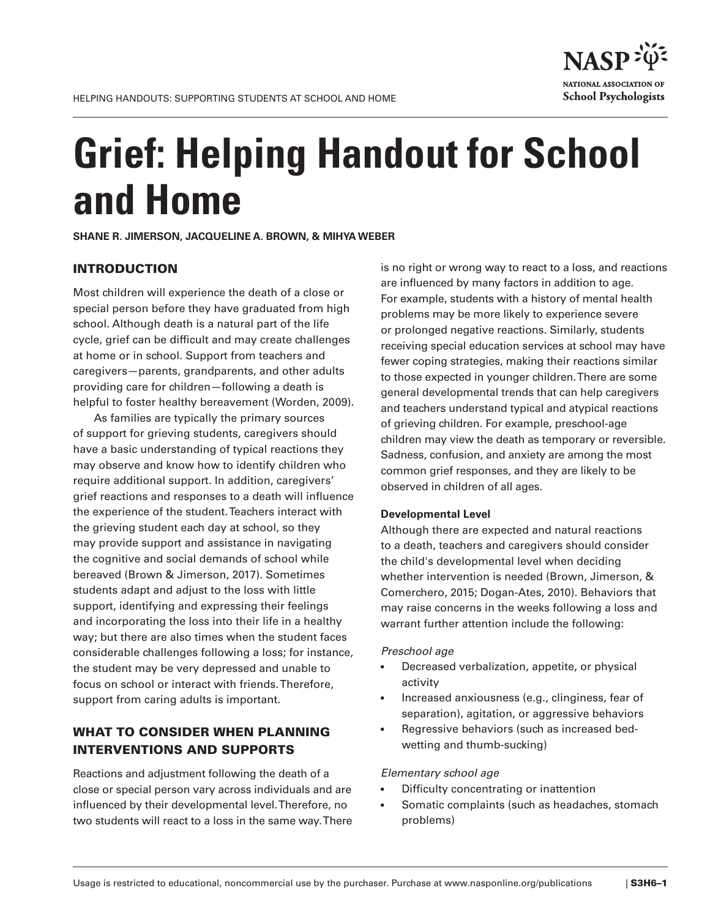# Grief: Helping Handout for School and Home

**SHANE R. JIMERSON, JACQUELINE A. BROWN, & MIHYA WEBER**

## INTRODUCTION

Most children will experience the death of a close or special person before they have graduated from high school. Although death is a natural part of the life cycle, grief can be difficult and may create challenges at home or in school. Support from teachers and caregivers—parents, grandparents, and other adults providing care for children—following a death is helpful to foster healthy bereavement (Worden, 2009).

As families are typically the primary sources of support for grieving students, caregivers should have a basic understanding of typical reactions they may observe and know how to identify children who require additional support. In addition, caregivers' grief reactions and responses to a death will influence the experience of the student. Teachers interact with the grieving student each day at school, so they may provide support and assistance in navigating the cognitive and social demands of school while bereaved (Brown & Jimerson, 2017). Sometimes students adapt and adjust to the loss with little support, identifying and expressing their feelings and incorporating the loss into their life in a healthy way; but there are also times when the student faces considerable challenges following a loss; for instance, the student may be very depressed and unable to focus on school or interact with friends. Therefore, support from caring adults is important.

## WHAT TO CONSIDER WHEN PLANNING INTERVENTIONS AND SUPPORTS

Reactions and adjustment following the death of a close or special person vary across individuals and are influenced by their developmental level. Therefore, no two students will react to a loss in the same way. There is no right or wrong way to react to a loss, and reactions are influenced by many factors in addition to age. For example, students with a history of mental health problems may be more likely to experience severe or prolonged negative reactions. Similarly, students receiving special education services at school may have fewer coping strategies, making their reactions similar to those expected in younger children. There are some general developmental trends that can help caregivers and teachers understand typical and atypical reactions of grieving children. For example, preschool-age children may view the death as temporary or reversible. Sadness, confusion, and anxiety are among the most common grief responses, and they are likely to be observed in children of all ages.

**Developmental Level**

Although there are expected and natural reactions to a death, teachers and caregivers should consider the child's developmental level when deciding whether intervention is needed (Brown, Jimerson, & Comerchero, 2015; Dogan-Ates, 2010). Behaviors that may raise concerns in the weeks following a loss and warrant further attention include the following:

*Preschool age*

- Decreased verbalization, appetite, or physical activity
- Increased anxiousness (e.g., clinginess, fear of separation), agitation, or aggressive behaviors
- Regressive behaviors (such as increased bed-wetting and thumb-sucking)

*Elementary school age*

- Difficulty concentrating or inattention
- Somatic complaints (such as headaches, stomach problems)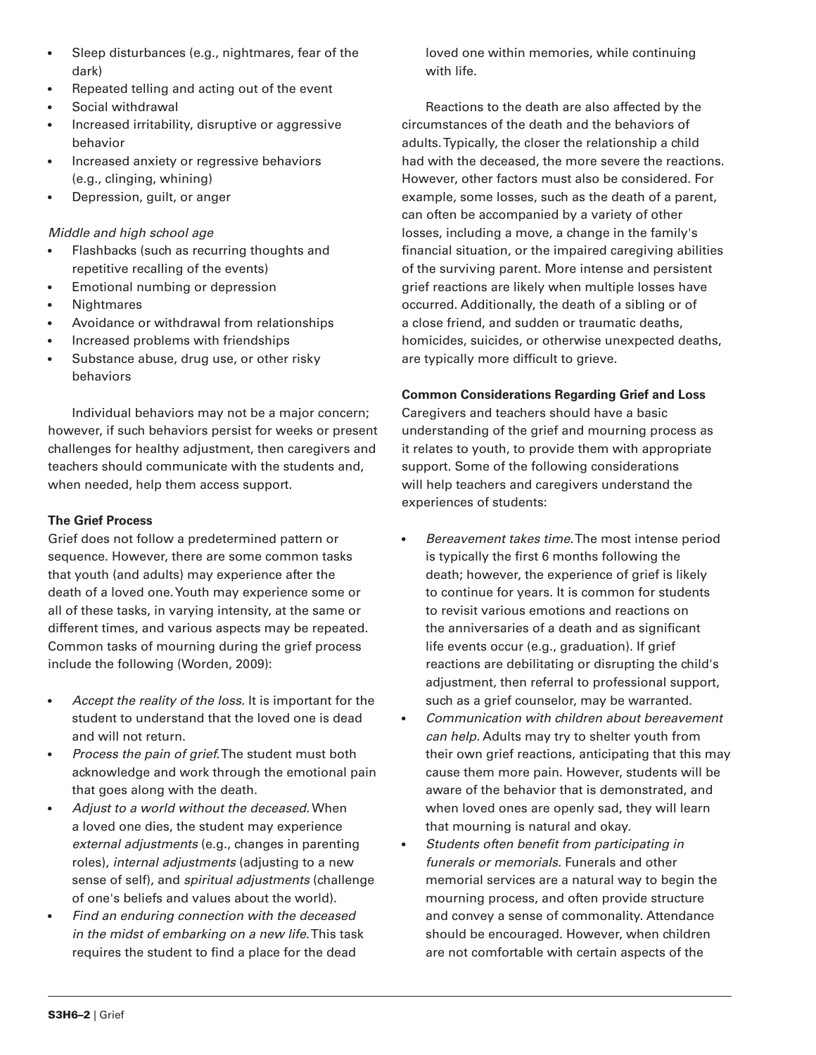- Sleep disturbances (e.g., nightmares, fear of the dark)
- Repeated telling and acting out of the event
- Social withdrawal
- Increased irritability, disruptive or aggressive behavior
- Increased anxiety or regressive behaviors (e.g., clinging, whining)
- Depression, guilt, or anger

*Middle and high school age*

- Flashbacks (such as recurring thoughts and repetitive recalling of the events)
- Emotional numbing or depression
- Nightmares
- Avoidance or withdrawal from relationships
- Increased problems with friendships
- Substance abuse, drug use, or other risky behaviors

Individual behaviors may not be a major concern; however, if such behaviors persist for weeks or present challenges for healthy adjustment, then caregivers and teachers should communicate with the students and, when needed, help them access support.

**The Grief Process**

Grief does not follow a predetermined pattern or sequence. However, there are some common tasks that youth (and adults) may experience after the death of a loved one. Youth may experience some or all of these tasks, in varying intensity, at the same or different times, and various aspects may be repeated. Common tasks of mourning during the grief process include the following (Worden, 2009):

- *Accept the reality of the loss.* It is important for the student to understand that the loved one is dead and will not return.
- *Process the pain of grief.* The student must both acknowledge and work through the emotional pain that goes along with the death.
- *Adjust to a world without the deceased.* When a loved one dies, the student may experience *external adjustments* (e.g., changes in parenting roles), *internal adjustments* (adjusting to a new sense of self), and *spiritual adjustments* (challenge of one's beliefs and values about the world).
- *Find an enduring connection with the deceased in the midst of embarking on a new life.* This task requires the student to find a place for the dead loved one within memories, while continuing with life.

Reactions to the death are also affected by the circumstances of the death and the behaviors of adults. Typically, the closer the relationship a child had with the deceased, the more severe the reactions. However, other factors must also be considered. For example, some losses, such as the death of a parent, can often be accompanied by a variety of other losses, including a move, a change in the family's financial situation, or the impaired caregiving abilities of the surviving parent. More intense and persistent grief reactions are likely when multiple losses have occurred. Additionally, the death of a sibling or of a close friend, and sudden or traumatic deaths, homicides, suicides, or otherwise unexpected deaths, are typically more difficult to grieve.

**Common Considerations Regarding Grief and Loss**

Caregivers and teachers should have a basic understanding of the grief and mourning process as it relates to youth, to provide them with appropriate support. Some of the following considerations will help teachers and caregivers understand the experiences of students:

- *Bereavement takes time.* The most intense period is typically the first 6 months following the death; however, the experience of grief is likely to continue for years. It is common for students to revisit various emotions and reactions on the anniversaries of a death and as significant life events occur (e.g., graduation). If grief reactions are debilitating or disrupting the child's adjustment, then referral to professional support, such as a grief counselor, may be warranted.
- *Communication with children about bereavement can help.* Adults may try to shelter youth from their own grief reactions, anticipating that this may cause them more pain. However, students will be aware of the behavior that is demonstrated, and when loved ones are openly sad, they will learn that mourning is natural and okay.
- *Students often benefit from participating in funerals or memorials.* Funerals and other memorial services are a natural way to begin the mourning process, and often provide structure and convey a sense of commonality. Attendance should be encouraged. However, when children are not comfortable with certain aspects of the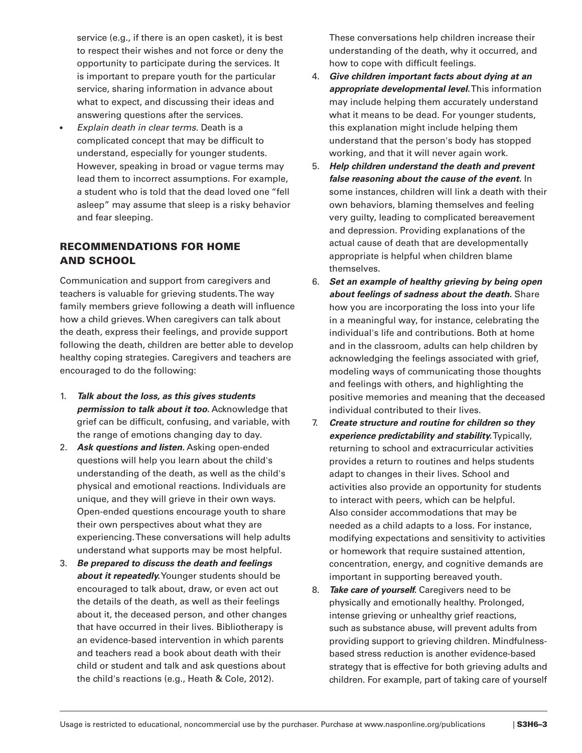service (e.g., if there is an open casket), it is best to respect their wishes and not force or deny the opportunity to participate during the services. It is important to prepare youth for the particular service, sharing information in advance about what to expect, and discussing their ideas and answering questions after the services.

- *Explain death in clear terms.* Death is a complicated concept that may be difficult to understand, especially for younger students. However, speaking in broad or vague terms may lead them to incorrect assumptions. For example, a student who is told that the dead loved one "fell asleep" may assume that sleep is a risky behavior and fear sleeping.

## RECOMMENDATIONS FOR HOME AND SCHOOL

Communication and support from caregivers and teachers is valuable for grieving students. The way family members grieve following a death will influence how a child grieves. When caregivers can talk about the death, express their feelings, and provide support following the death, children are better able to develop healthy coping strategies. Caregivers and teachers are encouraged to do the following:

1. ***Talk about the loss, as this gives students permission to talk about it too.*** Acknowledge that grief can be difficult, confusing, and variable, with the range of emotions changing day to day.
2. ***Ask questions and listen.*** Asking open-ended questions will help you learn about the child's understanding of the death, as well as the child's physical and emotional reactions. Individuals are unique, and they will grieve in their own ways. Open-ended questions encourage youth to share their own perspectives about what they are experiencing. These conversations will help adults understand what supports may be most helpful.
3. ***Be prepared to discuss the death and feelings about it repeatedly.*** Younger students should be encouraged to talk about, draw, or even act out the details of the death, as well as their feelings about it, the deceased person, and other changes that have occurred in their lives. Bibliotherapy is an evidence-based intervention in which parents and teachers read a book about death with their child or student and talk and ask questions about the child's reactions (e.g., Heath & Cole, 2012). These conversations help children increase their understanding of the death, why it occurred, and how to cope with difficult feelings.
4. ***Give children important facts about dying at an appropriate developmental level.*** This information may include helping them accurately understand what it means to be dead. For younger students, this explanation might include helping them understand that the person's body has stopped working, and that it will never again work.
5. ***Help children understand the death and prevent false reasoning about the cause of the event.*** In some instances, children will link a death with their own behaviors, blaming themselves and feeling very guilty, leading to complicated bereavement and depression. Providing explanations of the actual cause of death that are developmentally appropriate is helpful when children blame themselves.
6. ***Set an example of healthy grieving by being open about feelings of sadness about the death.*** Share how you are incorporating the loss into your life in a meaningful way, for instance, celebrating the individual's life and contributions. Both at home and in the classroom, adults can help children by acknowledging the feelings associated with grief, modeling ways of communicating those thoughts and feelings with others, and highlighting the positive memories and meaning that the deceased individual contributed to their lives.
7. ***Create structure and routine for children so they experience predictability and stability.*** Typically, returning to school and extracurricular activities provides a return to routines and helps students adapt to changes in their lives. School and activities also provide an opportunity for students to interact with peers, which can be helpful. Also consider accommodations that may be needed as a child adapts to a loss. For instance, modifying expectations and sensitivity to activities or homework that require sustained attention, concentration, energy, and cognitive demands are important in supporting bereaved youth.
8. ***Take care of yourself.*** Caregivers need to be physically and emotionally healthy. Prolonged, intense grieving or unhealthy grief reactions, such as substance abuse, will prevent adults from providing support to grieving children. Mindfulness-based stress reduction is another evidence-based strategy that is effective for both grieving adults and children. For example, part of taking care of yourself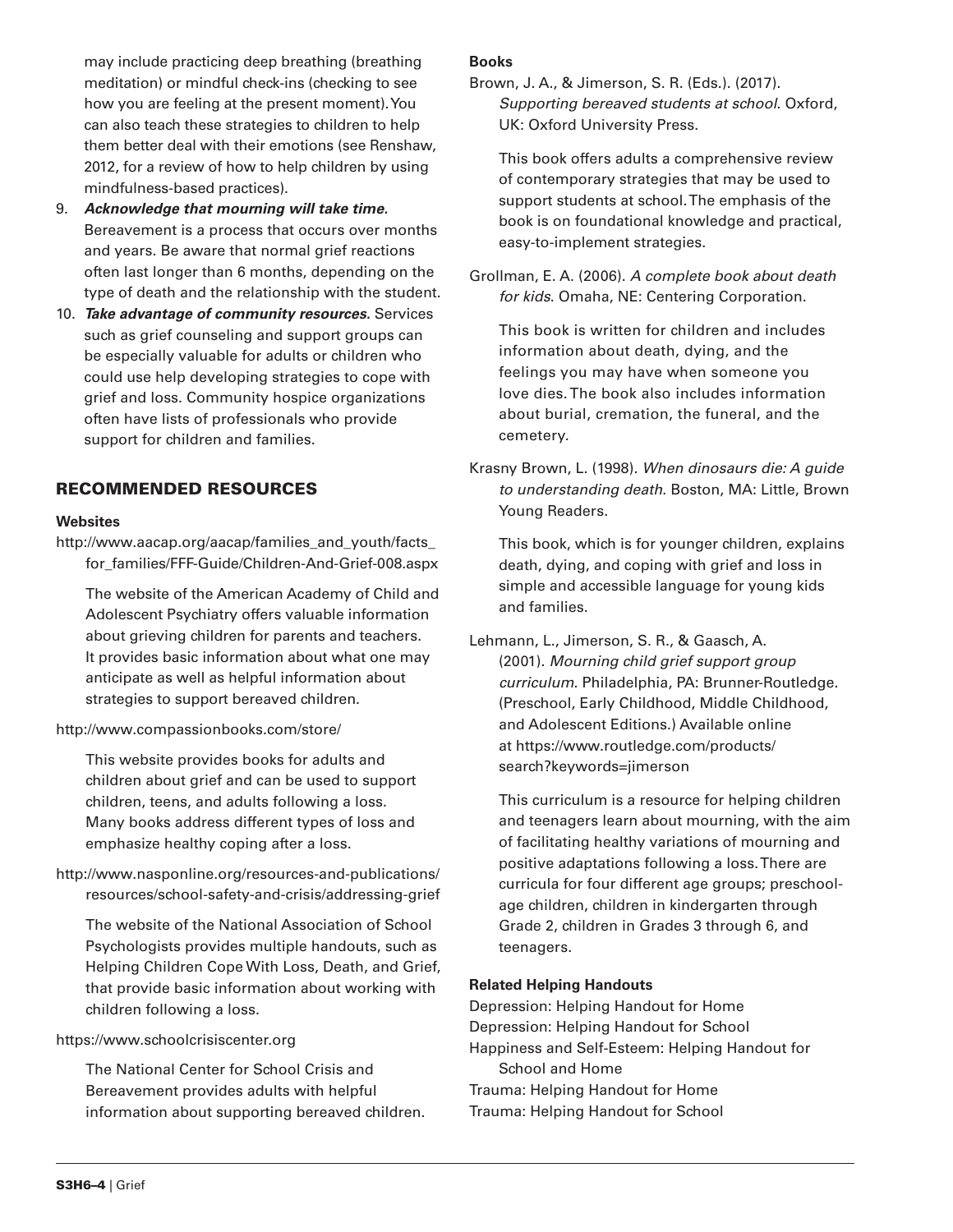may include practicing deep breathing (breathing meditation) or mindful check-ins (checking to see how you are feeling at the present moment). You can also teach these strategies to children to help them better deal with their emotions (see Renshaw, 2012, for a review of how to help children by using mindfulness-based practices).

9. ***Acknowledge that mourning will take time.*** Bereavement is a process that occurs over months and years. Be aware that normal grief reactions often last longer than 6 months, depending on the type of death and the relationship with the student.
10. ***Take advantage of community resources.*** Services such as grief counseling and support groups can be especially valuable for adults or children who could use help developing strategies to cope with grief and loss. Community hospice organizations often have lists of professionals who provide support for children and families.

## RECOMMENDED RESOURCES

### Websites

http://www.aacap.org/aacap/families_and_youth/facts_for_families/FFF-Guide/Children-And-Grief-008.aspx

The website of the American Academy of Child and Adolescent Psychiatry offers valuable information about grieving children for parents and teachers. It provides basic information about what one may anticipate as well as helpful information about strategies to support bereaved children.

http://www.compassionbooks.com/store/

This website provides books for adults and children about grief and can be used to support children, teens, and adults following a loss. Many books address different types of loss and emphasize healthy coping after a loss.

http://www.nasponline.org/resources-and-publications/resources/school-safety-and-crisis/addressing-grief

The website of the National Association of School Psychologists provides multiple handouts, such as Helping Children Cope With Loss, Death, and Grief, that provide basic information about working with children following a loss.

https://www.schoolcrisiscenter.org

The National Center for School Crisis and Bereavement provides adults with helpful information about supporting bereaved children.

### Books

Brown, J. A., & Jimerson, S. R. (Eds.). (2017). *Supporting bereaved students at school*. Oxford, UK: Oxford University Press.

This book offers adults a comprehensive review of contemporary strategies that may be used to support students at school. The emphasis of the book is on foundational knowledge and practical, easy-to-implement strategies.

Grollman, E. A. (2006). *A complete book about death for kids*. Omaha, NE: Centering Corporation.

This book is written for children and includes information about death, dying, and the feelings you may have when someone you love dies. The book also includes information about burial, cremation, the funeral, and the cemetery.

Krasny Brown, L. (1998). *When dinosaurs die: A guide to understanding death*. Boston, MA: Little, Brown Young Readers.

This book, which is for younger children, explains death, dying, and coping with grief and loss in simple and accessible language for young kids and families.

Lehmann, L., Jimerson, S. R., & Gaasch, A. (2001). *Mourning child grief support group curriculum*. Philadelphia, PA: Brunner-Routledge. (Preschool, Early Childhood, Middle Childhood, and Adolescent Editions.) Available online at https://www.routledge.com/products/search?keywords=jimerson

This curriculum is a resource for helping children and teenagers learn about mourning, with the aim of facilitating healthy variations of mourning and positive adaptations following a loss. There are curricula for four different age groups; preschool-age children, children in kindergarten through Grade 2, children in Grades 3 through 6, and teenagers.

### Related Helping Handouts

Depression: Helping Handout for Home
Depression: Helping Handout for School
Happiness and Self-Esteem: Helping Handout for School and Home
Trauma: Helping Handout for Home
Trauma: Helping Handout for School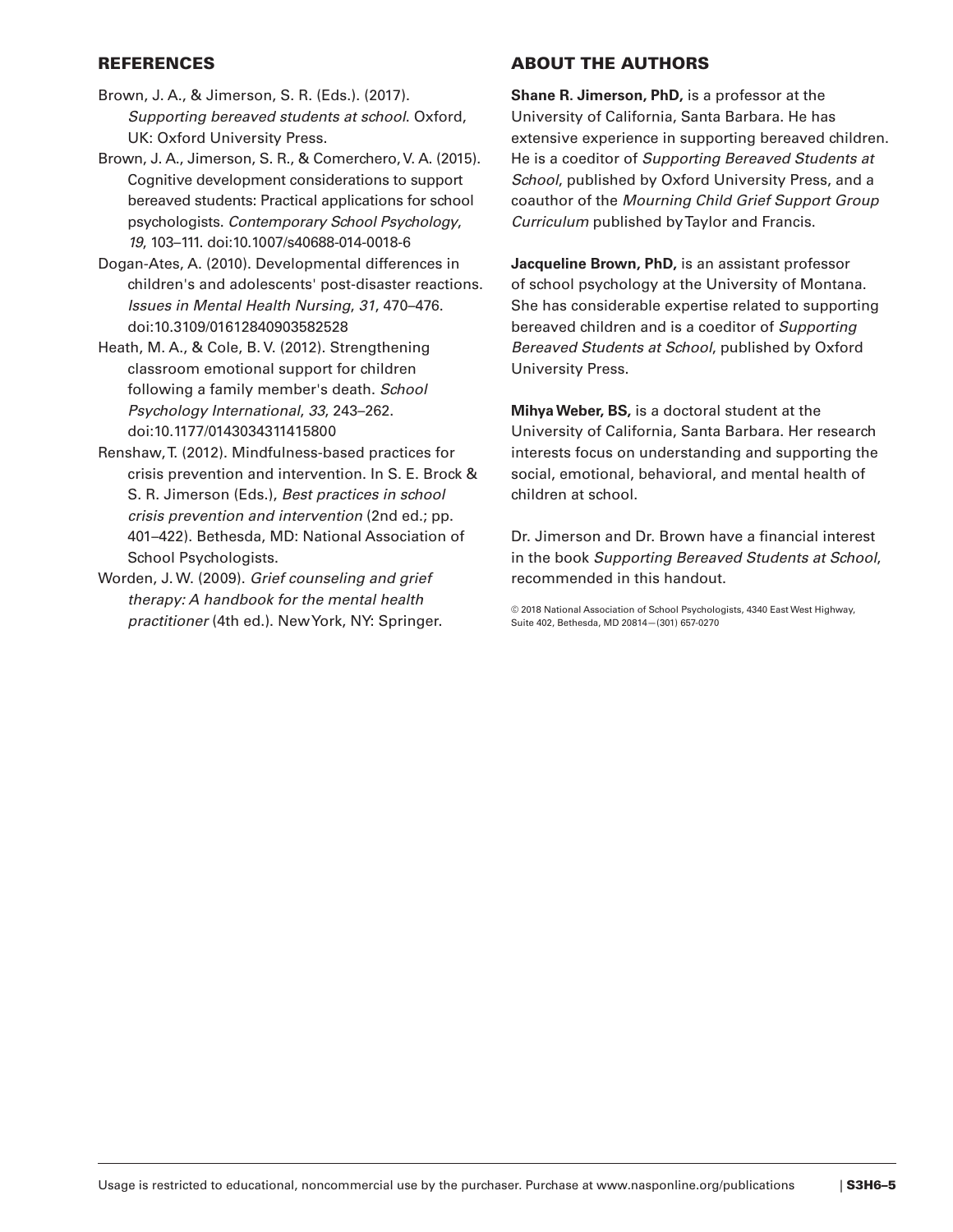## REFERENCES

Brown, J. A., & Jimerson, S. R. (Eds.). (2017). *Supporting bereaved students at school*. Oxford, UK: Oxford University Press.

Brown, J. A., Jimerson, S. R., & Comerchero, V. A. (2015). Cognitive development considerations to support bereaved students: Practical applications for school psychologists. *Contemporary School Psychology*, *19*, 103–111. doi:10.1007/s40688-014-0018-6

Dogan-Ates, A. (2010). Developmental differences in children's and adolescents' post-disaster reactions. *Issues in Mental Health Nursing*, *31*, 470–476. doi:10.3109/01612840903582528

Heath, M. A., & Cole, B. V. (2012). Strengthening classroom emotional support for children following a family member's death. *School Psychology International*, *33*, 243–262. doi:10.1177/0143034311415800

Renshaw, T. (2012). Mindfulness-based practices for crisis prevention and intervention. In S. E. Brock & S. R. Jimerson (Eds.), *Best practices in school crisis prevention and intervention* (2nd ed.; pp. 401–422). Bethesda, MD: National Association of School Psychologists.

Worden, J. W. (2009). *Grief counseling and grief therapy: A handbook for the mental health practitioner* (4th ed.). New York, NY: Springer.

## ABOUT THE AUTHORS

**Shane R. Jimerson, PhD,** is a professor at the University of California, Santa Barbara. He has extensive experience in supporting bereaved children. He is a coeditor of *Supporting Bereaved Students at School*, published by Oxford University Press, and a coauthor of the *Mourning Child Grief Support Group Curriculum* published by Taylor and Francis.

**Jacqueline Brown, PhD,** is an assistant professor of school psychology at the University of Montana. She has considerable expertise related to supporting bereaved children and is a coeditor of *Supporting Bereaved Students at School*, published by Oxford University Press.

**Mihya Weber, BS,** is a doctoral student at the University of California, Santa Barbara. Her research interests focus on understanding and supporting the social, emotional, behavioral, and mental health of children at school.

Dr. Jimerson and Dr. Brown have a financial interest in the book *Supporting Bereaved Students at School*, recommended in this handout.

© 2018 National Association of School Psychologists, 4340 East West Highway, Suite 402, Bethesda, MD 20814—(301) 657-0270

Usage is restricted to educational, noncommercial use by the purchaser. Purchase at www.nasponline.org/publications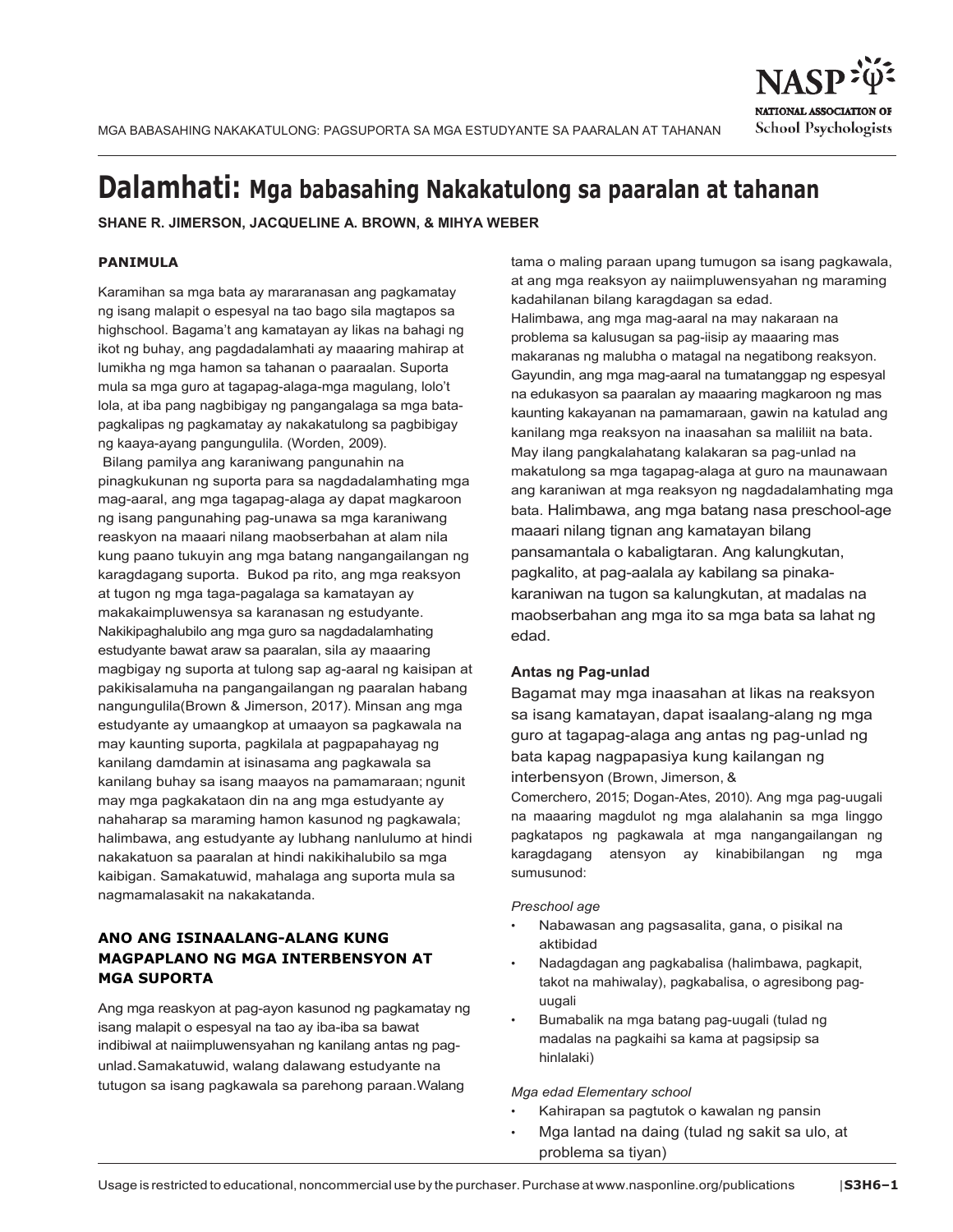# Dalamhati: Mga babasahing Nakakatulong sa paaralan at tahanan

**SHANE R. JIMERSON, JACQUELINE A. BROWN, & MIHYA WEBER**

## PANIMULA

Karamihan sa mga bata ay mararanasan ang pagkamatay ng isang malapit o espesyal na tao bago sila magtapos sa highschool. Bagama't ang kamatayan ay likas na bahagi ng ikot ng buhay, ang pagdadalamhati ay maaaring mahirap at lumikha ng mga hamon sa tahanan o paaralaan. Suporta mula sa mga guro at tagapag-alaga-mga magulang, lolo't lola, at iba pang nagbibigay ng pangangalaga sa mga bata-pagkalipas ng pagkamatay ay nakakatulong sa pagbibigay ng kaaya-ayang pangungulila. (Worden, 2009).

Bilang pamilya ang karaniwang pangunahin na pinagkukunan ng suporta para sa nagdadalamhating mga mag-aaral, ang mga tagapag-alaga ay dapat magkaroon ng isang pangunahing pag-unawa sa mga karaniwang reaskyon na maaari nilang maobserbahan at alam nila kung paano tukuyin ang mga batang nangangailangan ng karagdagang suporta. Bukod pa rito, ang mga reaksyon at tugon ng mga taga-pagalaga sa kamatayan ay makakaimpluwensya sa karanasan ng estudyante. Nakikipaghalubilo ang mga guro sa nagdadalamhating estudyante bawat araw sa paaralan, sila ay maaaring magbigay ng suporta at tulong sap ag-aaral ng kaisipan at pakikisalamuha na pangangailangan ng paaralan habang nangungulila(Brown & Jimerson, 2017). Minsan ang mga estudyante ay umaangkop at umaayon sa pagkawala na may kaunting suporta, pagkilala at pagpapahayag ng kanilang damdamin at isinasama ang pagkawala sa kanilang buhay sa isang maayos na pamamaraan; ngunit may mga pagkakataon din na ang mga estudyante ay nahaharap sa maraming hamon kasunod ng pagkawala; halimbawa, ang estudyante ay lubhang nanlulumo at hindi nakakatuon sa paaralan at hindi nakikihalubilo sa mga kaibigan. Samakatuwid, mahalaga ang suporta mula sa nagmamalasakit na nakakatanda.

## ANO ANG ISINAALANG-ALANG KUNG MAGPAPLANO NG MGA INTERBENSYON AT MGA SUPORTA

Ang mga reaskyon at pag-ayon kasunod ng pagkamatay ng isang malapit o espesyal na tao ay iba-iba sa bawat indibiwal at naiimpluwensyahan ng kanilang antas ng pag-unlad.Samakatuwid, walang dalawang estudyante na tutugon sa isang pagkawala sa parehong paraan.Walang tama o maling paraan upang tumugon sa isang pagkawala, at ang mga reaksyon ay naiimpluwensyahan ng maraming kadahilanan bilang karagdagan sa edad.

Halimbawa, ang mga mag-aaral na may nakaraan na problema sa kalusugan sa pag-iisip ay maaaring mas makaranas ng malubha o matagal na negatibong reaksyon. Gayundin, ang mga mag-aaral na tumatanggap ng espesyal na edukasyon sa paaralan ay maaaring magkaroon ng mas kaunting kakayanan na pamamaraan, gawin na katulad ang kanilang mga reaksyon na inaasahan sa maliliit na bata. May ilang pangkalahatang kalakaran sa pag-unlad na makatulong sa mga tagapag-alaga at guro na maunawaan ang karaniwan at mga reaksyon ng nagdadalamhating mga bata. Halimbawa, ang mga batang nasa preschool-age maaari nilang tignan ang kamatayan bilang pansamantala o kabaligtaran. Ang kalungkutan, pagkalito, at pag-aalala ay kabilang sa pinaka-karaniwan na tugon sa kalungkutan, at madalas na maobserbahan ang mga ito sa mga bata sa lahat ng edad.

### Antas ng Pag-unlad

Bagamat may mga inaasahan at likas na reaksyon sa isang kamatayan, dapat isaalang-alang ng mga guro at tagapag-alaga ang antas ng pag-unlad ng bata kapag nagpapasiya kung kailangan ng interbensyon (Brown, Jimerson, & Comerchero, 2015; Dogan-Ates, 2010). Ang mga pag-uugali na maaaring magdulot ng mga alalahanin sa mga linggo pagkatapos ng pagkawala at mga nangangailangan ng karagdagang atensyon ay kinabibilangan ng mga sumusunod:

*Preschool age*

- Nabawasan ang pagsasalita, gana, o pisikal na aktibidad
- Nadagdagan ang pagkabalisa (halimbawa, pagkapit, takot na mahiwalay), pagkabalisa, o agresibong pag-uugali
- Bumabalik na mga batang pag-uugali (tulad ng madalas na pagkaihi sa kama at pagsipsip sa hinlalaki)

*Mga edad Elementary school*

- Kahirapan sa pagtutok o kawalan ng pansin
- Mga lantad na daing (tulad ng sakit sa ulo, at problema sa tiyan)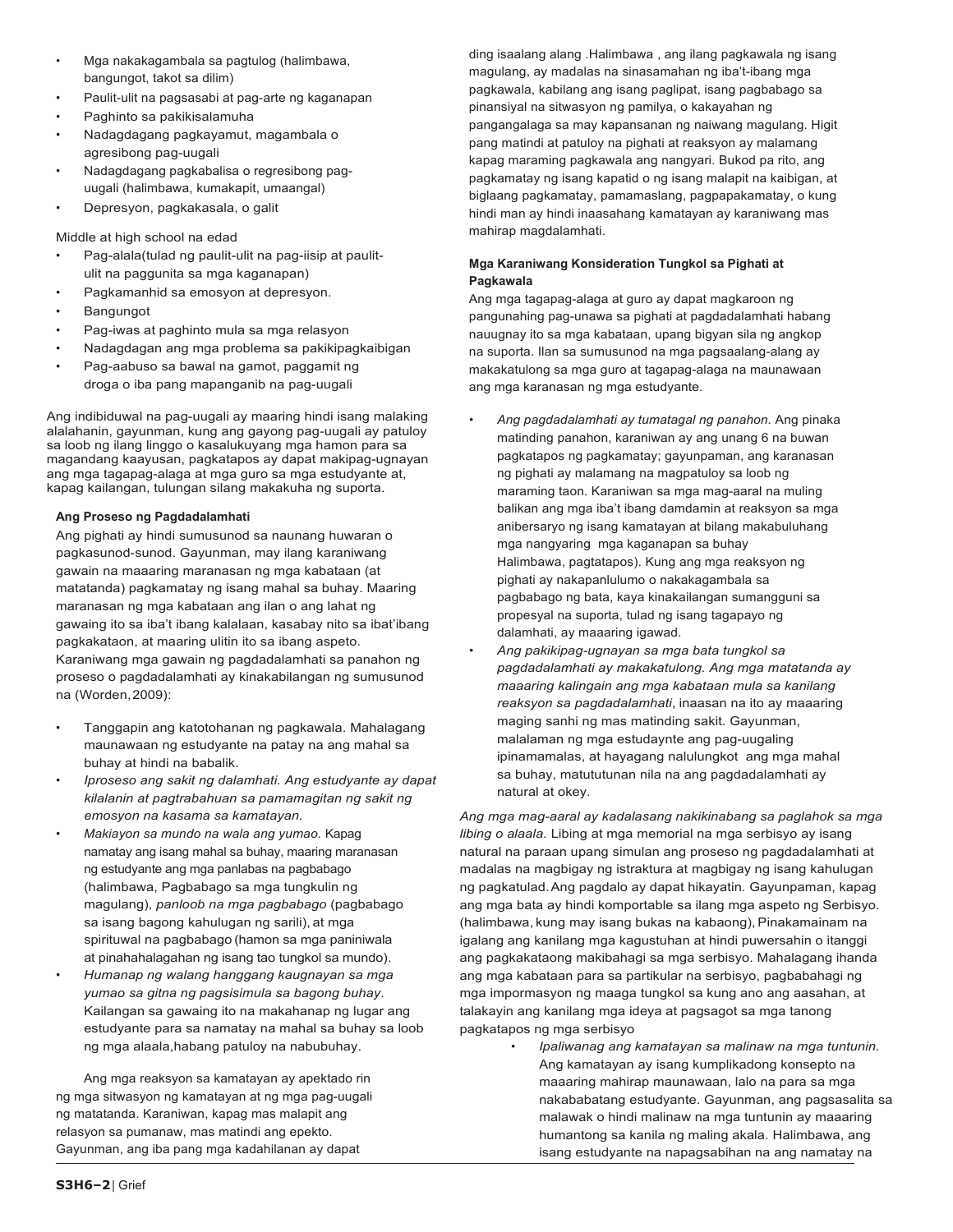- Mga nakakagambala sa pagtulog (halimbawa, bangungot, takot sa dilim)
- Paulit-ulit na pagsasabi at pag-arte ng kaganapan
- Paghinto sa pakikisalamuha
- Nadagdagang pagkayamut, magambala o agresibong pag-uugali
- Nadagdagang pagkabalisa o regresibong pag-uugali (halimbawa, kumakapit, umaangal)
- Depresyon, pagkakasala, o galit

Middle at high school na edad

- Pag-alala(tulad ng paulit-ulit na pag-iisip at paulit-ulit na paggunita sa mga kaganapan)
- Pagkamanhid sa emosyon at depresyon.
- Bangungot
- Pag-iwas at paghinto mula sa mga relasyon
- Nadagdagan ang mga problema sa pakikipagkaibigan
- Pag-aabuso sa bawal na gamot, paggamit ng droga o iba pang mapanganib na pag-uugali

Ang indibiduwal na pag-uugali ay maaring hindi isang malaking alalahanin, gayunman, kung ang gayong pag-uugali ay patuloy sa loob ng ilang linggo o kasalukuyang mga hamon para sa magandang kaayusan, pagkatapos ay dapat makipag-ugnayan ang mga tagapag-alaga at mga guro sa mga estudyante at, kapag kailangan, tulungan silang makakuha ng suporta.

**Ang Proseso ng Pagdadalamhati**

Ang pighati ay hindi sumusunod sa naunang huwaran o pagkasunod-sunod. Gayunman, may ilang karaniwang gawain na maaaring maranasan ng mga kabataan (at matatanda) pagkamatay ng isang mahal sa buhay. Maaring maranasan ng mga kabataan ang ilan o ang lahat ng gawaing ito sa iba't ibang kalalaan, kasabay nito sa ibat'ibang pagkakataon, at maaring ulitin ito sa ibang aspeto. Karaniwang mga gawain ng pagdadalamhati sa panahon ng proseso o pagdadalamhati ay kinakabilangan ng sumusunod na (Worden, 2009):

- Tanggapin ang katotohanan ng pagkawala. Mahalagang maunawaan ng estudyante na patay na ang mahal sa buhay at hindi na babalik.
- *Iproseso ang sakit ng dalamhati. Ang estudyante ay dapat kilalanin at pagtrabahuan sa pamamagitan ng sakit ng emosyon na kasama sa kamatayan.*
- *Makiayon sa mundo na wala ang yumao.* Kapag namatay ang isang mahal sa buhay, maaring maranasan ng estudyante ang mga panlabas na pagbabago (halimbawa, Pagbabago sa mga tungkulin ng magulang), *panloob na mga pagbabago* (pagbabago sa isang bagong kahulugan ng sarili), at mga spirituwal na pagbabago (hamon sa mga paniniwala at pinahahalagahan ng isang tao tungkol sa mundo).
- *Humanap ng walang hanggang kaugnayan sa mga yumao sa gitna ng pagsisimula sa bagong buhay*. Kailangan sa gawaing ito na makahanap ng lugar ang estudyante para sa namatay na mahal sa buhay sa loob ng mga alaala, habang patuloy na nabubuhay.

Ang mga reaksyon sa kamatayan ay apektado rin ng mga sitwasyon ng kamatayan at ng mga pag-uugali ng matatanda. Karaniwan, kapag mas malapit ang relasyon sa pumanaw, mas matindi ang epekto. Gayunman, ang iba pang mga kadahilanan ay dapat ding isaalang alang .Halimbawa , ang ilang pagkawala ng isang magulang, ay madalas na sinasamahan ng iba't-ibang mga pagkawala, kabilang ang isang paglipat, isang pagbabago sa pinansiyal na sitwasyon ng pamilya, o kakayahan ng pangangalaga sa may kapansanan ng naiwang magulang. Higit pang matindi at patuloy na pighati at reaksyon ay malamang kapag maraming pagkawala ang nangyari. Bukod pa rito, ang pagkamatay ng isang kapatid o ng isang malapit na kaibigan, at biglaang pagkamatay, pamamaslang, pagpapakamatay, o kung hindi man ay hindi inaasahang kamatayan ay karaniwang mas mahirap magdalamhati.

**Mga Karaniwang Konsideration Tungkol sa Pighati at Pagkawala**

Ang mga tagapag-alaga at guro ay dapat magkaroon ng pangunahing pag-unawa sa pighati at pagdadalamhati habang nauugnay ito sa mga kabataan, upang bigyan sila ng angkop na suporta. Ilan sa sumusunod na mga pagsaalang-alang ay makakatulong sa mga guro at tagapag-alaga na maunawaan ang mga karanasan ng mga estudyante.

- *Ang pagdadalamhati ay tumatagal ng panahon.* Ang pinaka matinding panahon, karaniwan ay ang unang 6 na buwan pagkatapos ng pagkamatay; gayunpaman, ang karanasan ng pighati ay malamang na magpatuloy sa loob ng maraming taon. Karaniwan sa mga mag-aaral na muling balikan ang mga iba't ibang damdamin at reaksyon sa mga anibersaryo ng isang kamatayan at bilang makabuluhang mga nangyaring mga kaganapan sa buhay Halimbawa, pagtatapos). Kung ang mga reaksyon ng pighati ay nakapanlulumo o nakakagambala sa pagbabago ng bata, kaya kinakailangan sumangguni sa propesyal na suporta, tulad ng isang tagapayo ng dalamhati, ay maaaring igawad.
- *Ang pakikipag-ugnayan sa mga bata tungkol sa pagdadalamhati ay makakatulong. Ang mga matatanda ay maaaring kalingain ang mga kabataan mula sa kanilang reaksyon sa pagdadalamhati*, inaasan na ito ay maaaring maging sanhi ng mas matinding sakit. Gayunman, malalaman ng mga estudaynte ang pag-uugaling ipinamamalas, at hayagang nalulungkot ang mga mahal sa buhay, matututunan nila na ang pagdadalamhati ay natural at okey.

*Ang mga mag-aaral ay kadalasang nakikinabang sa paglahok sa mga libing o alaala.* Libing at mga memorial na mga serbisyo ay isang natural na paraan upang simulan ang proseso ng pagdadalamhati at madalas na magbigay ng istraktura at magbigay ng isang kahulugan ng pagkatulad. Ang pagdalo ay dapat hikayatin. Gayunpaman, kapag ang mga bata ay hindi komportable sa ilang mga aspeto ng Serbisyo. (halimbawa, kung may isang bukas na kabaong), Pinakamainam na igalang ang kanilang mga kagustuhan at hindi puwersahin o itanggi ang pagkakataong makibahagi sa mga serbisyo. Mahalagang ihanda ang mga kabataan para sa partikular na serbisyo, pagbabahagi ng mga impormasyon ng maaga tungkol sa kung ano ang aasahan, at talakayin ang kanilang mga ideya at pagsagot sa mga tanong pagkatapos ng mga serbisyo

- *Ipaliwanag ang kamatayan sa malinaw na mga tuntunin.* Ang kamatayan ay isang kumplikadong konsepto na maaaring mahirap maunawaan, lalo na para sa mga nakababatang estudyante. Gayunman, ang pagsasalita sa malawak o hindi malinaw na mga tuntunin ay maaaring humantong sa kanila ng maling akala. Halimbawa, ang isang estudyante na napagsabihan na ang namatay na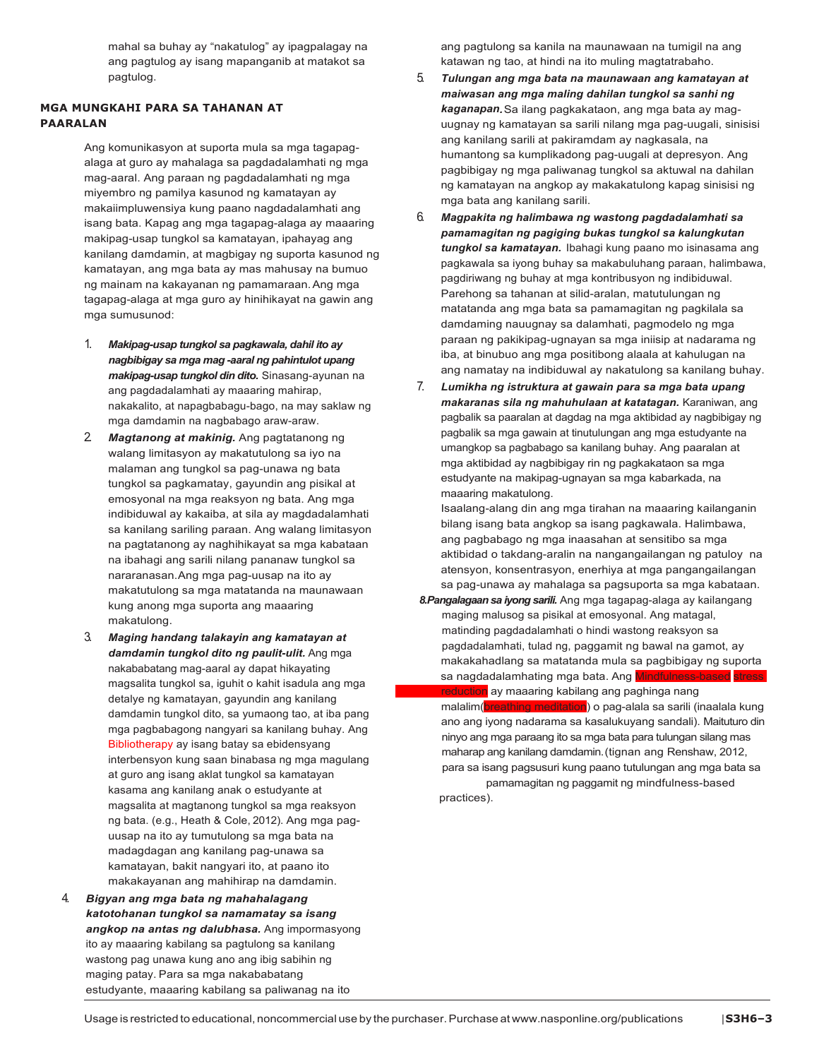mahal sa buhay ay "nakatulog" ay ipagpalagay na ang pagtulog ay isang mapanganib at matakot sa pagtulog.

### MGA MUNGKAHI PARA SA TAHANAN AT PAARALAN

Ang komunikasyon at suporta mula sa mga tagapag-alaga at guro ay mahalaga sa pagdadalamhati ng mga mag-aaral. Ang paraan ng pagdadalamhati ng mga miyembro ng pamilya kasunod ng kamatayan ay makaiimpluwensiya kung paano nagdadalamhati ang isang bata. Kapag ang mga tagapag-alaga ay maaaring makipag-usap tungkol sa kamatayan, ipahayag ang kanilang damdamin, at magbigay ng suporta kasunod ng kamatayan, ang mga bata ay mas mahusay na bumuo ng mainam na kakayanan ng pamamaraan. Ang mga tagapag-alaga at mga guro ay hinihikayat na gawin ang mga sumusunod:

1. ***Makipag-usap tungkol sa pagkawala, dahil ito ay nagbibigay sa mga mag -aaral ng pahintulot upang makipag-usap tungkol din dito.*** Sinasang-ayunan na ang pagdadalamhati ay maaaring mahirap, nakakalito, at napagbabagu-bago, na may saklaw ng mga damdamin na nagbabago araw-araw.
2. ***Magtanong at makinig.*** Ang pagtatanong ng walang limitasyon ay makatutulong sa iyo na malaman ang tungkol sa pag-unawa ng bata tungkol sa pagkamatay, gayundin ang pisikal at emosyonal na mga reaksyon ng bata. Ang mga indibiduwal ay kakaiba, at sila ay magdadalamhati sa kanilang sariling paraan. Ang walang limitasyon na pagtatanong ay naghihikayat sa mga kabataan na ibahagi ang sarili nilang pananaw tungkol sa nararanasan. Ang mga pag-uusap na ito ay makatutulong sa mga matatanda na maunawaan kung anong mga suporta ang maaaring makatulong.
3. ***Maging handang talakayin ang kamatayan at damdamin tungkol dito ng paulit-ulit.*** Ang mga nakababatang mag-aaral ay dapat hikayating magsalita tungkol sa, iguhit o kahit isadula ang mga detalye ng kamatayan, gayundin ang kanilang damdamin tungkol dito, sa yumaong tao, at iba pang mga pagbabagong nangyari sa kanilang buhay. Ang Bibliotherapy ay isang batay sa ebidensyang interbensyon kung saan binabasa ng mga magulang at guro ang isang aklat tungkol sa kamatayan kasama ang kanilang anak o estudyante at magsalita at magtanong tungkol sa mga reaksyon ng bata. (e.g., Heath & Cole, 2012). Ang mga pag-uusap na ito ay tumutulong sa mga bata na madagdagan ang kanilang pag-unawa sa kamatayan, bakit nangyari ito, at paano ito makakayanan ang mahihirap na damdamin.
4. ***Bigyan ang mga bata ng mahahalagang katotohanan tungkol sa namamatay sa isang angkop na antas ng dalubhasa.*** Ang impormasyong ito ay maaaring kabilang sa pagtulong sa kanilang wastong pag unawa kung ano ang ibig sabihin ng maging patay. Para sa mga nakababatang estudyante, maaaring kabilang sa paliwanag na ito ang pagtulong sa kanila na maunawaan na tumigil na ang katawan ng tao, at hindi na ito muling magtatrabaho.
5. ***Tulungan ang mga bata na maunawaan ang kamatayan at maiwasan ang mga maling dahilan tungkol sa sanhi ng kaganapan.*** Sa ilang pagkakataon, ang mga bata ay mag-uugnay ng kamatayan sa sarili nilang mga pag-uugali, sinisisi ang kanilang sarili at pakiramdam ay nagkasala, na humantong sa kumplikadong pag-uugali at depresyon. Ang pagbibigay ng mga paliwanag tungkol sa aktuwal na dahilan ng kamatayan na angkop ay makakatulong kapag sinisisi ng mga bata ang kanilang sarili.
6. ***Magpakita ng halimbawa ng wastong pagdadalamhati sa pamamagitan ng pagiging bukas tungkol sa kalungkutan tungkol sa kamatayan.*** Ibahagi kung paano mo isinasama ang pagkawala sa iyong buhay sa makabuluhang paraan, halimbawa, pagdiriwang ng buhay at mga kontribusyon ng indibiduwal. Parehong sa tahanan at silid-aralan, matutulungan ng matatanda ang mga bata sa pamamagitan ng pagkilala sa damdaming nauugnay sa dalamhati, pagmodelo ng mga paraan ng pakikipag-ugnayan sa mga iniisip at nadarama ng iba, at binubuo ang mga positibong alaala at kahulugan na ang namatay na indibiduwal ay nakatulong sa kanilang buhay.
7. ***Lumikha ng istruktura at gawain para sa mga bata upang makaranas sila ng mahuhulaan at katatagan.*** Karaniwan, ang pagbalik sa paaralan at dagdag na mga aktibidad ay nagbibigay ng pagbalik sa mga gawain at tinutulungan ang mga estudyante na umangkop sa pagbabago sa kanilang buhay. Ang paaralan at mga aktibidad ay nagbibigay rin ng pagkakataon sa mga estudyante na makipag-ugnayan sa mga kabarkada, na maaaring makatulong.

   Isaalang-alang din ang mga tirahan na maaaring kailanganin bilang isang bata angkop sa isang pagkawala. Halimbawa, ang pagbabago ng mga inaasahan at sensitibo sa mga aktibidad o takdang-aralin na nangangailangan ng patuloy na atensyon, konsentrasyon, enerhiya at mga pangangailangan sa pag-unawa ay mahalaga sa pagsuporta sa mga kabataan.
8. ***Pangalagaan sa iyong sarili.*** Ang mga tagapag-alaga ay kailangang maging malusog sa pisikal at emosyonal. Ang matagal, matinding pagdadalamhati o hindi wastong reaksyon sa pagdadalamhati, tulad ng, paggamit ng bawal na gamot, ay makakahadlang sa matatanda mula sa pagbibigay ng suporta sa nagdadalamhating mga bata. Ang Mindfulness-based stress reduction ay maaaring kabilang ang paghinga nang malalim(breathing meditation) o pag-alala sa sarili (inaalala kung ano ang iyong nadarama sa kasalukuyang sandali). Maituturo din ninyo ang mga paraang ito sa mga bata para tulungan silang mas maharap ang kanilang damdamin. (tignan ang Renshaw, 2012, para sa isang pagsusuri kung paano tutulungan ang mga bata sa pamamagitan ng paggamit ng mindfulness-based practices).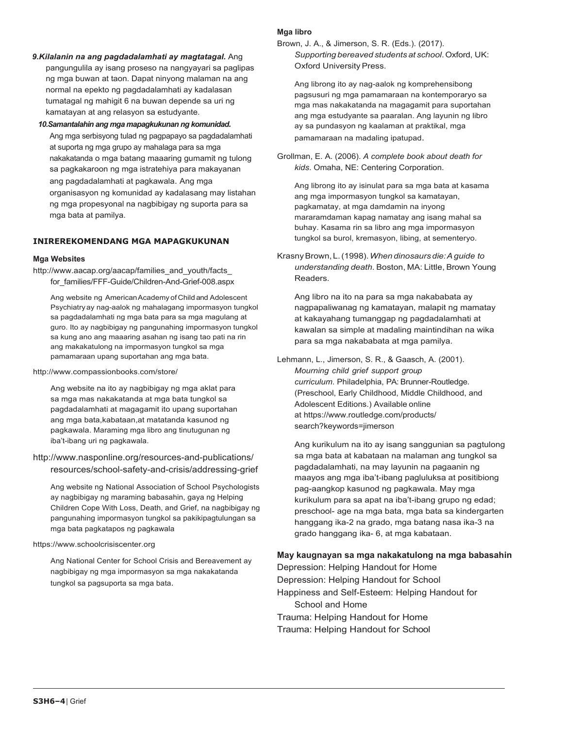***9.Kilalanin na ang pagdadalamhati ay magtatagal.*** Ang pangungulila ay isang proseso na nangyayari sa paglipas ng mga buwan at taon. Dapat ninyong malaman na ang normal na epekto ng pagdadalamhati ay kadalasan tumatagal ng mahigit 6 na buwan depende sa uri ng kamatayan at ang relasyon sa estudyante.

***10.Samantalahin ang mga mapagkukunan ng komunidad.*** Ang mga serbisyong tulad ng pagpapayo sa pagdadalamhati at suporta ng mga grupo ay mahalaga para sa mga nakakatanda o mga batang maaaring gumamit ng tulong sa pagkakaroon ng mga istratehiya para makayanan ang pagdadalamhati at pagkawala. Ang mga organisasyon ng komunidad ay kadalasang may listahan ng mga propesyonal na nagbibigay ng suporta para sa mga bata at pamilya.

## INIREREKOMENDANG MGA MAPAGKUKUNAN

### Mga Websites

http://www.aacap.org/aacap/families_and_youth/facts_for_families/FFF-Guide/Children-And-Grief-008.aspx

Ang website ng American Academy of Child and Adolescent Psychiatry ay nag-aalok ng mahalagang impormasyon tungkol sa pagdadalamhati ng mga bata para sa mga magulang at guro. Ito ay nagbibigay ng pangunahing impormasyon tungkol sa kung ano ang maaaring asahan ng isang tao pati na rin ang makakatulong na impormasyon tungkol sa mga pamamaraan upang suportahan ang mga bata.

http://www.compassionbooks.com/store/

Ang website na ito ay nagbibigay ng mga aklat para sa mga mas nakakatanda at mga bata tungkol sa pagdadalamhati at magagamit ito upang suportahan ang mga bata,kabataan,at matatanda kasunod ng pagkawala. Maraming mga libro ang tinutugunan ng iba't-ibang uri ng pagkawala.

http://www.nasponline.org/resources-and-publications/resources/school-safety-and-crisis/addressing-grief

Ang website ng National Association of School Psychologists ay nagbibigay ng maraming babasahin, gaya ng Helping Children Cope With Loss, Death, and Grief, na nagbibigay ng pangunahing impormasyon tungkol sa pakikipagtulungan sa mga bata pagkatapos ng pagkawala

https://www.schoolcrisiscenter.org

Ang National Center for School Crisis and Bereavement ay nagbibigay ng mga impormasyon sa mga nakakatanda tungkol sa pagsuporta sa mga bata.

### Mga libro

Brown, J. A., & Jimerson, S. R. (Eds.). (2017). *Supporting bereaved students at school*. Oxford, UK: Oxford University Press.

Ang librong ito ay nag-aalok ng komprehensibong pagsusuri ng mga pamamaraan na kontemporaryo sa mga mas nakakatanda na magagamit para suportahan ang mga estudyante sa paaralan. Ang layunin ng libro ay sa pundasyon ng kaalaman at praktikal, mga pamamaraan na madaling ipatupad.

Grollman, E. A. (2006). *A complete book about death for kids*. Omaha, NE: Centering Corporation.

Ang librong ito ay isinulat para sa mga bata at kasama ang mga impormasyon tungkol sa kamatayan, pagkamatay, at mga damdamin na inyong mararamdaman kapag namatay ang isang mahal sa buhay. Kasama rin sa libro ang mga impormasyon tungkol sa burol, kremasyon, libing, at sementeryo.

Krasny Brown, L. (1998). *When dinosaurs die: A guide to understanding death*. Boston, MA: Little, Brown Young Readers.

Ang libro na ito na para sa mga nakababata ay nagpapaliwanag ng kamatayan, malapit ng mamatay at kakayahang tumanggap ng pagdadalamhati at kawalan sa simple at madaling maintindihan na wika para sa mga nakababata at mga pamilya.

Lehmann, L., Jimerson, S. R., & Gaasch, A. (2001). *Mourning child grief support group curriculum*. Philadelphia, PA: Brunner-Routledge. (Preschool, Early Childhood, Middle Childhood, and Adolescent Editions.) Available online at https://www.routledge.com/products/search?keywords=jimerson

Ang kurikulum na ito ay isang sanggunian sa pagtulong sa mga bata at kabataan na malaman ang tungkol sa pagdadalamhati, na may layunin na pagaanin ng maayos ang mga iba't-ibang pagluluksa at positibong pag-aangkop kasunod ng pagkawala. May mga kurikulum para sa apat na iba't-ibang grupo ng edad; preschool- age na mga bata, mga bata sa kindergarten hanggang ika-2 na grado, mga batang nasa ika-3 na grado hanggang ika- 6, at mga kabataan.

### May kaugnayan sa mga nakakatulong na mga babasahin

Depression: Helping Handout for Home
Depression: Helping Handout for School
Happiness and Self-Esteem: Helping Handout for School and Home
Trauma: Helping Handout for Home
Trauma: Helping Handout for School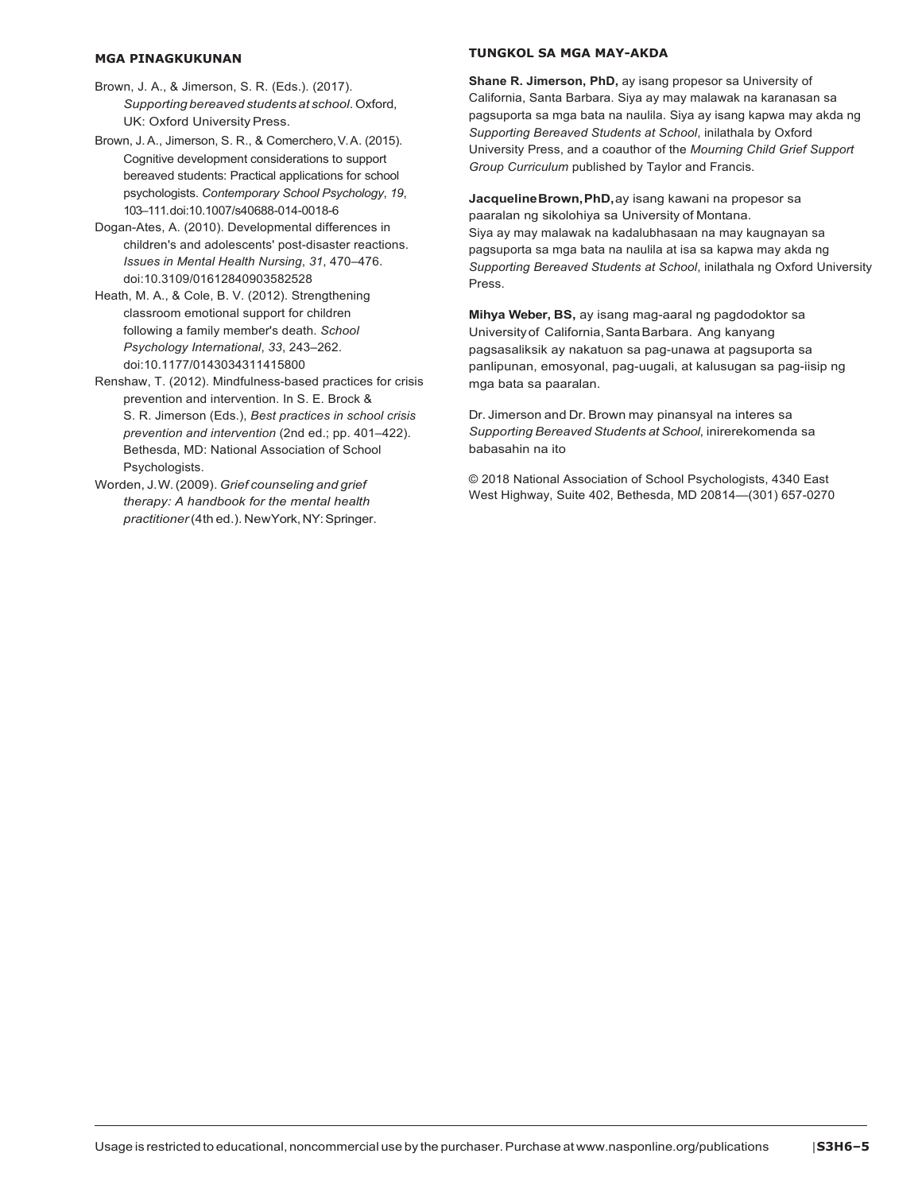## MGA PINAGKUKUNAN

Brown, J. A., & Jimerson, S. R. (Eds.). (2017). *Supporting bereaved students at school*. Oxford, UK: Oxford University Press.

Brown, J. A., Jimerson, S. R., & Comerchero, V. A. (2015). Cognitive development considerations to support bereaved students: Practical applications for school psychologists. *Contemporary School Psychology*, *19*, 103–111.doi:10.1007/s40688-014-0018-6

Dogan-Ates, A. (2010). Developmental differences in children's and adolescents' post-disaster reactions. *Issues in Mental Health Nursing*, *31*, 470–476. doi:10.3109/01612840903582528

Heath, M. A., & Cole, B. V. (2012). Strengthening classroom emotional support for children following a family member's death. *School Psychology International*, *33*, 243–262. doi:10.1177/0143034311415800

Renshaw, T. (2012). Mindfulness-based practices for crisis prevention and intervention. In S. E. Brock & S. R. Jimerson (Eds.), *Best practices in school crisis prevention and intervention* (2nd ed.; pp. 401–422). Bethesda, MD: National Association of School Psychologists.

Worden, J.W. (2009). *Grief counseling and grief therapy: A handbook for the mental health practitioner* (4th ed.). NewYork, NY: Springer.

## TUNGKOL SA MGA MAY-AKDA

**Shane R. Jimerson, PhD,** ay isang propesor sa University of California, Santa Barbara. Siya ay may malawak na karanasan sa pagsuporta sa mga bata na naulila. Siya ay isang kapwa may akda ng *Supporting Bereaved Students at School*, inilathala by Oxford University Press, and a coauthor of the *Mourning Child Grief Support Group Curriculum* published by Taylor and Francis.

**Jacqueline Brown, PhD,** ay isang kawani na propesor sa paaralan ng sikolohiya sa University of Montana. Siya ay may malawak na kadalubhasaan na may kaugnayan sa pagsuporta sa mga bata na naulila at isa sa kapwa may akda ng *Supporting Bereaved Students at School*, inilathala ng Oxford University Press.

**Mihya Weber, BS,** ay isang mag-aaral ng pagdodoktor sa University of California, Santa Barbara. Ang kanyang pagsasaliksik ay nakatuon sa pag-unawa at pagsuporta sa panlipunan, emosyonal, pag-uugali, at kalusugan sa pag-iisip ng mga bata sa paaralan.

Dr. Jimerson and Dr. Brown may pinansyal na interes sa *Supporting Bereaved Students at School*, inirerekomenda sa babasahin na ito

© 2018 National Association of School Psychologists, 4340 East West Highway, Suite 402, Bethesda, MD 20814—(301) 657-0270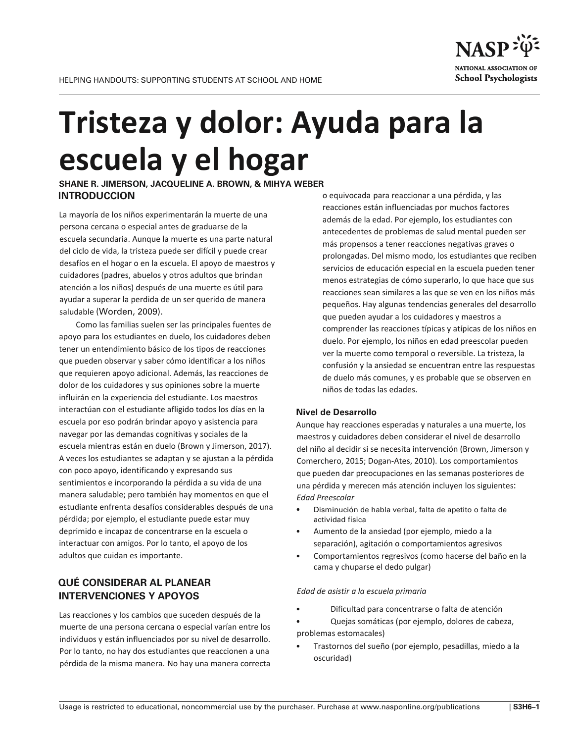# Tristeza y dolor: Ayuda para la escuela y el hogar

**SHANE R. JIMERSON, JACQUELINE A. BROWN, & MIHYA WEBER**

## INTRODUCCION

La mayoría de los niños experimentarán la muerte de una persona cercana o especial antes de graduarse de la escuela secundaria. Aunque la muerte es una parte natural del ciclo de vida, la tristeza puede ser difícil y puede crear desafíos en el hogar o en la escuela. El apoyo de maestros y cuidadores (padres, abuelos y otros adultos que brindan atención a los niños) después de una muerte es útil para ayudar a superar la perdida de un ser querido de manera saludable (Worden, 2009).

Como las familias suelen ser las principales fuentes de apoyo para los estudiantes en duelo, los cuidadores deben tener un entendimiento básico de los tipos de reacciones que pueden observar y saber cómo identificar a los niños que requieren apoyo adicional. Además, las reacciones de dolor de los cuidadores y sus opiniones sobre la muerte influirán en la experiencia del estudiante. Los maestros interactúan con el estudiante afligido todos los días en la escuela por eso podrán brindar apoyo y asistencia para navegar por las demandas cognitivas y sociales de la escuela mientras están en duelo (Brown y Jimerson, 2017). A veces los estudiantes se adaptan y se ajustan a la pérdida con poco apoyo, identificando y expresando sus sentimientos e incorporando la pérdida a su vida de una manera saludable; pero también hay momentos en que el estudiante enfrenta desafíos considerables después de una pérdida; por ejemplo, el estudiante puede estar muy deprimido e incapaz de concentrarse en la escuela o interactuar con amigos. Por lo tanto, el apoyo de los adultos que cuidan es importante.

## QUÉ CONSIDERAR AL PLANEAR INTERVENCIONES Y APOYOS

Las reacciones y los cambios que suceden después de la muerte de una persona cercana o especial varían entre los individuos y están influenciados por su nivel de desarrollo. Por lo tanto, no hay dos estudiantes que reaccionen a una pérdida de la misma manera. No hay una manera correcta o equivocada para reaccionar a una pérdida, y las reacciones están influenciadas por muchos factores además de la edad. Por ejemplo, los estudiantes con antecedentes de problemas de salud mental pueden ser más propensos a tener reacciones negativas graves o prolongadas. Del mismo modo, los estudiantes que reciben servicios de educación especial en la escuela pueden tener menos estrategias de cómo superarlo, lo que hace que sus reacciones sean similares a las que se ven en los niños más pequeños. Hay algunas tendencias generales del desarrollo que pueden ayudar a los cuidadores y maestros a comprender las reacciones típicas y atípicas de los niños en duelo. Por ejemplo, los niños en edad preescolar pueden ver la muerte como temporal o reversible. La tristeza, la confusión y la ansiedad se encuentran entre las respuestas de duelo más comunes, y es probable que se observen en niños de todas las edades.

### Nivel de Desarrollo

Aunque hay reacciones esperadas y naturales a una muerte, los maestros y cuidadores deben considerar el nivel de desarrollo del niño al decidir si se necesita intervención (Brown, Jimerson y Comerchero, 2015; Dogan-Ates, 2010). Los comportamientos que pueden dar preocupaciones en las semanas posteriores de una pérdida y merecen más atención incluyen los siguientes:

*Edad Preescolar*

- Disminución de habla verbal, falta de apetito o falta de actividad física
- Aumento de la ansiedad (por ejemplo, miedo a la separación), agitación o comportamientos agresivos
- Comportamientos regresivos (como hacerse del baño en la cama y chuparse el dedo pulgar)

*Edad de asistir a la escuela primaria*

- Dificultad para concentrarse o falta de atención
- Quejas somáticas (por ejemplo, dolores de cabeza, problemas estomacales)
- Trastornos del sueño (por ejemplo, pesadillas, miedo a la oscuridad)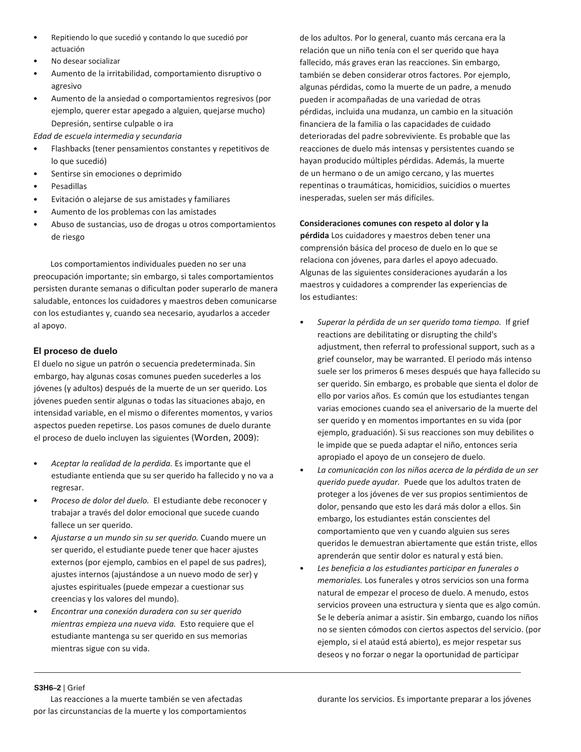- Repitiendo lo que sucedió y contando lo que sucedió por actuación
- No desear socializar
- Aumento de la irritabilidad, comportamiento disruptivo o agresivo
- Aumento de la ansiedad o comportamientos regresivos (por ejemplo, querer estar apegado a alguien, quejarse mucho) Depresión, sentirse culpable o ira

*Edad de escuela intermedia y secundaria*

- Flashbacks (tener pensamientos constantes y repetitivos de lo que sucedió)
- Sentirse sin emociones o deprimido
- Pesadillas
- Evitación o alejarse de sus amistades y familiares
- Aumento de los problemas con las amistades
- Abuso de sustancias, uso de drogas u otros comportamientos de riesgo

Los comportamientos individuales pueden no ser una preocupación importante; sin embargo, si tales comportamientos persisten durante semanas o dificultan poder superarlo de manera saludable, entonces los cuidadores y maestros deben comunicarse con los estudiantes y, cuando sea necesario, ayudarlos a acceder al apoyo.

### El proceso de duelo

El duelo no sigue un patrón o secuencia predeterminada. Sin embargo, hay algunas cosas comunes pueden sucederles a los jóvenes (y adultos) después de la muerte de un ser querido. Los jóvenes pueden sentir algunas o todas las situaciones abajo, en intensidad variable, en el mismo o diferentes momentos, y varios aspectos pueden repetirse. Los pasos comunes de duelo durante el proceso de duelo incluyen las siguientes (Worden, 2009):

- *Aceptar la realidad de la perdida.* Es importante que el estudiante entienda que su ser querido ha fallecido y no va a regresar.
- *Proceso de dolor del duelo.* El estudiante debe reconocer y trabajar a través del dolor emocional que sucede cuando fallece un ser querido.
- *Ajustarse a un mundo sin su ser querido.* Cuando muere un ser querido, el estudiante puede tener que hacer ajustes externos (por ejemplo, cambios en el papel de sus padres), ajustes internos (ajustándose a un nuevo modo de ser) y ajustes espirituales (puede empezar a cuestionar sus creencias y los valores del mundo).
- *Encontrar una conexión duradera con su ser querido mientras empieza una nueva vida.* Esto requiere que el estudiante mantenga su ser querido en sus memorias mientras sigue con su vida.

Las reacciones a la muerte también se ven afectadas por las circunstancias de la muerte y los comportamientos de los adultos. Por lo general, cuanto más cercana era la relación que un niño tenía con el ser querido que haya fallecido, más graves eran las reacciones. Sin embargo, también se deben considerar otros factores. Por ejemplo, algunas pérdidas, como la muerte de un padre, a menudo pueden ir acompañadas de una variedad de otras pérdidas, incluida una mudanza, un cambio en la situación financiera de la familia o las capacidades de cuidado deterioradas del padre sobreviviente. Es probable que las reacciones de duelo más intensas y persistentes cuando se hayan producido múltiples pérdidas. Además, la muerte de un hermano o de un amigo cercano, y las muertes repentinas o traumáticas, homicidios, suicidios o muertes inesperadas, suelen ser más difíciles.

**Consideraciones comunes con respeto al dolor y la pérdida** Los cuidadores y maestros deben tener una comprensión básica del proceso de duelo en lo que se relaciona con jóvenes, para darles el apoyo adecuado. Algunas de las siguientes consideraciones ayudarán a los maestros y cuidadores a comprender las experiencias de los estudiantes:

- *Superar la pérdida de un ser querido toma tiempo.* If grief reactions are debilitating or disrupting the child's adjustment, then referral to professional support, such as a grief counselor, may be warranted. El periodo más intenso suele ser los primeros 6 meses después que haya fallecido su ser querido. Sin embargo, es probable que sienta el dolor de ello por varios años. Es común que los estudiantes tengan varias emociones cuando sea el aniversario de la muerte del ser querido y en momentos importantes en su vida (por ejemplo, graduación). Si sus reacciones son muy debilites o le impide que se pueda adaptar el niño, entonces seria apropiado el apoyo de un consejero de duelo.
- *La comunicación con los niños acerca de la pérdida de un ser querido puede ayudar.* Puede que los adultos traten de proteger a los jóvenes de ver sus propios sentimientos de dolor, pensando que esto les dará más dolor a ellos. Sin embargo, los estudiantes están conscientes del comportamiento que ven y cuando alguien sus seres queridos le demuestran abiertamente que están triste, ellos aprenderán que sentir dolor es natural y está bien.
- *Les beneficia a los estudiantes participar en funerales o memoriales.* Los funerales y otros servicios son una forma natural de empezar el proceso de duelo. A menudo, estos servicios proveen una estructura y sienta que es algo común. Se le debería animar a asistir. Sin embargo, cuando los niños no se sienten cómodos con ciertos aspectos del servicio. (por ejemplo, si el ataúd está abierto), es mejor respetar sus deseos y no forzar o negar la oportunidad de participar durante los servicios. Es importante preparar a los jóvenes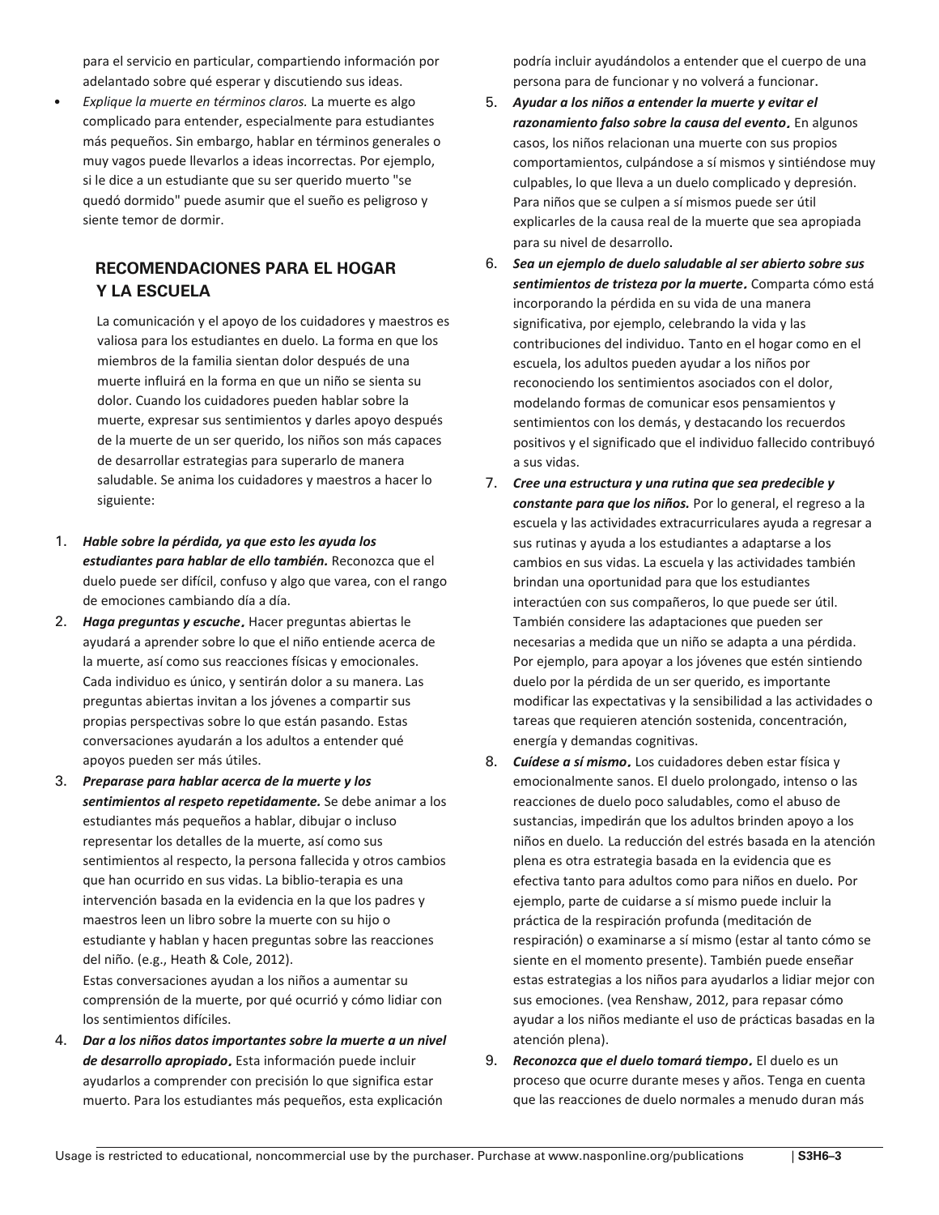para el servicio en particular, compartiendo información por adelantado sobre qué esperar y discutiendo sus ideas.

- *Explique la muerte en términos claros.* La muerte es algo complicado para entender, especialmente para estudiantes más pequeños. Sin embargo, hablar en términos generales o muy vagos puede llevarlos a ideas incorrectas. Por ejemplo, si le dice a un estudiante que su ser querido muerto "se quedó dormido" puede asumir que el sueño es peligroso y siente temor de dormir.

## RECOMENDACIONES PARA EL HOGAR Y LA ESCUELA

La comunicación y el apoyo de los cuidadores y maestros es valiosa para los estudiantes en duelo. La forma en que los miembros de la familia sientan dolor después de una muerte influirá en la forma en que un niño se sienta su dolor. Cuando los cuidadores pueden hablar sobre la muerte, expresar sus sentimientos y darles apoyo después de la muerte de un ser querido, los niños son más capaces de desarrollar estrategias para superarlo de manera saludable. Se anima los cuidadores y maestros a hacer lo siguiente:

1. ***Hable sobre la pérdida, ya que esto les ayuda los estudiantes para hablar de ello también.*** Reconozca que el duelo puede ser difícil, confuso y algo que varea, con el rango de emociones cambiando día a día.
2. ***Haga preguntas y escuche.*** Hacer preguntas abiertas le ayudará a aprender sobre lo que el niño entiende acerca de la muerte, así como sus reacciones físicas y emocionales. Cada individuo es único, y sentirán dolor a su manera. Las preguntas abiertas invitan a los jóvenes a compartir sus propias perspectivas sobre lo que están pasando. Estas conversaciones ayudarán a los adultos a entender qué apoyos pueden ser más útiles.
3. ***Preparase para hablar acerca de la muerte y los sentimientos al respeto repetidamente.*** Se debe animar a los estudiantes más pequeños a hablar, dibujar o incluso representar los detalles de la muerte, así como sus sentimientos al respecto, la persona fallecida y otros cambios que han ocurrido en sus vidas. La biblio-terapia es una intervención basada en la evidencia en la que los padres y maestros leen un libro sobre la muerte con su hijo o estudiante y hablan y hacen preguntas sobre las reacciones del niño. (e.g., Heath & Cole, 2012).
   Estas conversaciones ayudan a los niños a aumentar su comprensión de la muerte, por qué ocurrió y cómo lidiar con los sentimientos difíciles.
4. ***Dar a los niños datos importantes sobre la muerte a un nivel de desarrollo apropiado.*** Esta información puede incluir ayudarlos a comprender con precisión lo que significa estar muerto. Para los estudiantes más pequeños, esta explicación podría incluir ayudándolos a entender que el cuerpo de una persona para de funcionar y no volverá a funcionar.
5. ***Ayudar a los niños a entender la muerte y evitar el razonamiento falso sobre la causa del evento.*** En algunos casos, los niños relacionan una muerte con sus propios comportamientos, culpándose a sí mismos y sintiéndose muy culpables, lo que lleva a un duelo complicado y depresión. Para niños que se culpen a sí mismos puede ser útil explicarles de la causa real de la muerte que sea apropiada para su nivel de desarrollo.
6. ***Sea un ejemplo de duelo saludable al ser abierto sobre sus sentimientos de tristeza por la muerte.*** Comparta cómo está incorporando la pérdida en su vida de una manera significativa, por ejemplo, celebrando la vida y las contribuciones del individuo. Tanto en el hogar como en el escuela, los adultos pueden ayudar a los niños por reconociendo los sentimientos asociados con el dolor, modelando formas de comunicar esos pensamientos y sentimientos con los demás, y destacando los recuerdos positivos y el significado que el individuo fallecido contribuyó a sus vidas.
7. ***Cree una estructura y una rutina que sea predecible y constante para que los niños.*** Por lo general, el regreso a la escuela y las actividades extracurriculares ayuda a regresar a sus rutinas y ayuda a los estudiantes a adaptarse a los cambios en sus vidas. La escuela y las actividades también brindan una oportunidad para que los estudiantes interactúen con sus compañeros, lo que puede ser útil. También considere las adaptaciones que pueden ser necesarias a medida que un niño se adapta a una pérdida. Por ejemplo, para apoyar a los jóvenes que estén sintiendo duelo por la pérdida de un ser querido, es importante modificar las expectativas y la sensibilidad a las actividades o tareas que requieren atención sostenida, concentración, energía y demandas cognitivas.
8. ***Cuídese a sí mismo.*** Los cuidadores deben estar física y emocionalmente sanos. El duelo prolongado, intenso o las reacciones de duelo poco saludables, como el abuso de sustancias, impedirán que los adultos brinden apoyo a los niños en duelo. La reducción del estrés basada en la atención plena es otra estrategia basada en la evidencia que es efectiva tanto para adultos como para niños en duelo. Por ejemplo, parte de cuidarse a sí mismo puede incluir la práctica de la respiración profunda (meditación de respiración) o examinarse a sí mismo (estar al tanto cómo se siente en el momento presente). También puede enseñar estas estrategias a los niños para ayudarlos a lidiar mejor con sus emociones. (vea Renshaw, 2012, para repasar cómo ayudar a los niños mediante el uso de prácticas basadas en la atención plena).
9. ***Reconozca que el duelo tomará tiempo.*** El duelo es un proceso que ocurre durante meses y años. Tenga en cuenta que las reacciones de duelo normales a menudo duran más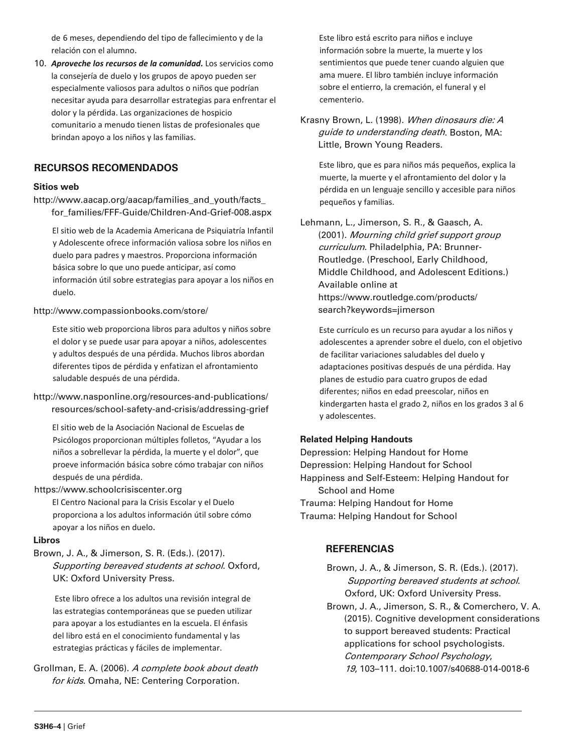de 6 meses, dependiendo del tipo de fallecimiento y de la relación con el alumno.

10. ***Aproveche los recursos de la comunidad.*** Los servicios como la consejería de duelo y los grupos de apoyo pueden ser especialmente valiosos para adultos o niños que podrían necesitar ayuda para desarrollar estrategias para enfrentar el dolor y la pérdida. Las organizaciones de hospicio comunitario a menudo tienen listas de profesionales que brindan apoyo a los niños y las familias.

## RECURSOS RECOMENDADOS

### Sitios web

http://www.aacap.org/aacap/families_and_youth/facts_for_families/FFF-Guide/Children-And-Grief-008.aspx

El sitio web de la Academia Americana de Psiquiatría Infantil y Adolescente ofrece información valiosa sobre los niños en duelo para padres y maestros. Proporciona información básica sobre lo que uno puede anticipar, así como información útil sobre estrategias para apoyar a los niños en duelo.

http://www.compassionbooks.com/store/

Este sitio web proporciona libros para adultos y niños sobre el dolor y se puede usar para apoyar a niños, adolescentes y adultos después de una pérdida. Muchos libros abordan diferentes tipos de pérdida y enfatizan el afrontamiento saludable después de una pérdida.

http://www.nasponline.org/resources-and-publications/resources/school-safety-and-crisis/addressing-grief

El sitio web de la Asociación Nacional de Escuelas de Psicólogos proporcionan múltiples folletos, "Ayudar a los niños a sobrellevar la pérdida, la muerte y el dolor", que proeve información básica sobre cómo trabajar con niños después de una pérdida.

https://www.schoolcrisiscenter.org

El Centro Nacional para la Crisis Escolar y el Duelo proporciona a los adultos información útil sobre cómo apoyar a los niños en duelo.

### Libros

Brown, J. A., & Jimerson, S. R. (Eds.). (2017). *Supporting bereaved students at school*. Oxford, UK: Oxford University Press.

Este libro ofrece a los adultos una revisión integral de las estrategias contemporáneas que se pueden utilizar para apoyar a los estudiantes en la escuela. El énfasis del libro está en el conocimiento fundamental y las estrategias prácticas y fáciles de implementar.

Grollman, E. A. (2006). *A complete book about death for kids*. Omaha, NE: Centering Corporation.

Este libro está escrito para niños e incluye información sobre la muerte, la muerte y los sentimientos que puede tener cuando alguien que ama muere. El libro también incluye información sobre el entierro, la cremación, el funeral y el cementerio.

Krasny Brown, L. (1998). *When dinosaurs die: A guide to understanding death*. Boston, MA: Little, Brown Young Readers.

Este libro, que es para niños más pequeños, explica la muerte, la muerte y el afrontamiento del dolor y la pérdida en un lenguaje sencillo y accesible para niños pequeños y familias.

Lehmann, L., Jimerson, S. R., & Gaasch, A. (2001). *Mourning child grief support group curriculum*. Philadelphia, PA: Brunner-Routledge. (Preschool, Early Childhood, Middle Childhood, and Adolescent Editions.) Available online at https://www.routledge.com/products/search?keywords=jimerson

Este currículo es un recurso para ayudar a los niños y adolescentes a aprender sobre el duelo, con el objetivo de facilitar variaciones saludables del duelo y adaptaciones positivas después de una pérdida. Hay planes de estudio para cuatro grupos de edad diferentes; niños en edad preescolar, niños en kindergarten hasta el grado 2, niños en los grados 3 al 6 y adolescentes.

### Related Helping Handouts

Depression: Helping Handout for Home
Depression: Helping Handout for School
Happiness and Self-Esteem: Helping Handout for School and Home
Trauma: Helping Handout for Home
Trauma: Helping Handout for School

## REFERENCIAS

Brown, J. A., & Jimerson, S. R. (Eds.). (2017). *Supporting bereaved students at school*. Oxford, UK: Oxford University Press.

Brown, J. A., Jimerson, S. R., & Comerchero, V. A. (2015). Cognitive development considerations to support bereaved students: Practical applications for school psychologists. *Contemporary School Psychology*, *19*, 103–111. doi:10.1007/s40688-014-0018-6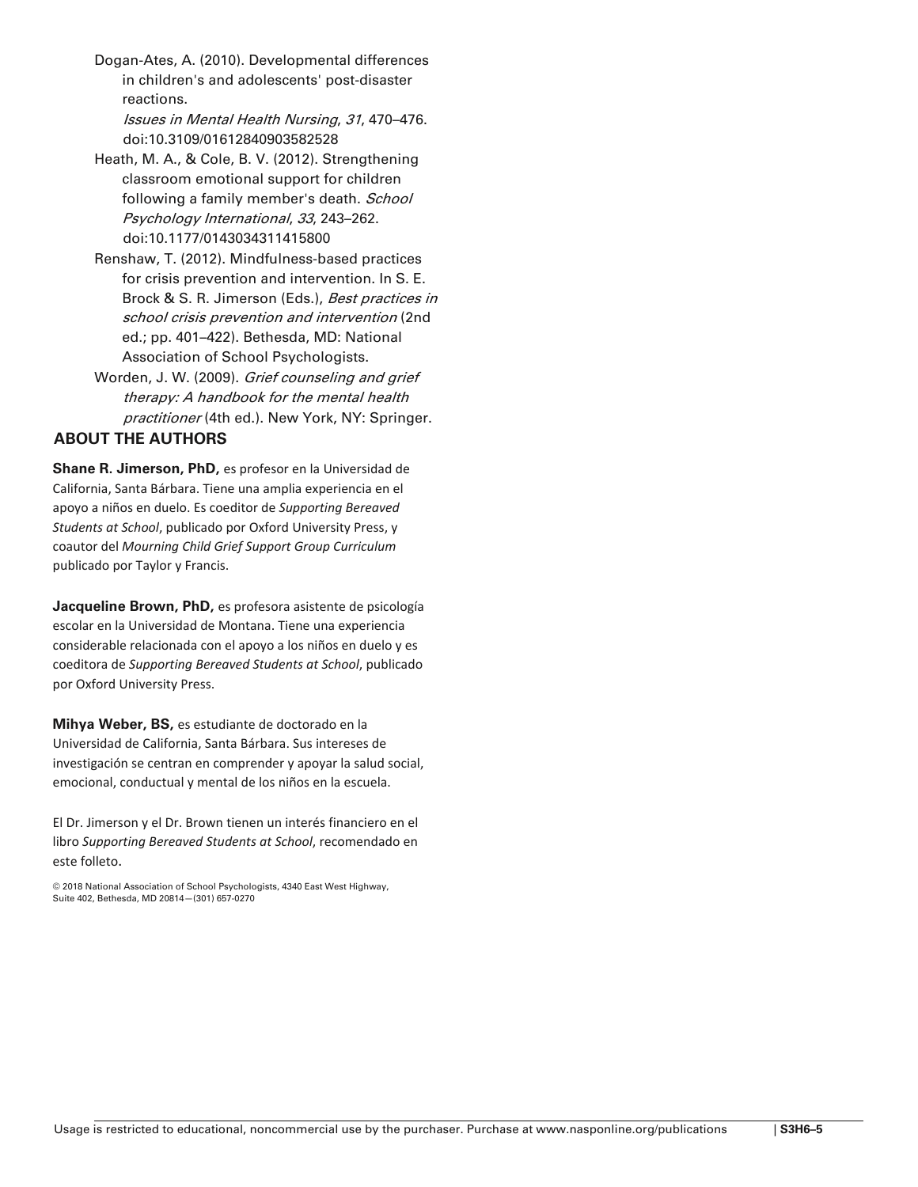Dogan-Ates, A. (2010). Developmental differences in children's and adolescents' post-disaster reactions. *Issues in Mental Health Nursing*, *31*, 470–476. doi:10.3109/01612840903582528

Heath, M. A., & Cole, B. V. (2012). Strengthening classroom emotional support for children following a family member's death. *School Psychology International*, *33*, 243–262. doi:10.1177/0143034311415800

Renshaw, T. (2012). Mindfulness-based practices for crisis prevention and intervention. In S. E. Brock & S. R. Jimerson (Eds.), *Best practices in school crisis prevention and intervention* (2nd ed.; pp. 401–422). Bethesda, MD: National Association of School Psychologists.

Worden, J. W. (2009). *Grief counseling and grief therapy: A handbook for the mental health practitioner* (4th ed.). New York, NY: Springer.

## ABOUT THE AUTHORS

**Shane R. Jimerson, PhD,** es profesor en la Universidad de California, Santa Bárbara. Tiene una amplia experiencia en el apoyo a niños en duelo. Es coeditor de *Supporting Bereaved Students at School*, publicado por Oxford University Press, y coautor del *Mourning Child Grief Support Group Curriculum* publicado por Taylor y Francis.

**Jacqueline Brown, PhD,** es profesora asistente de psicología escolar en la Universidad de Montana. Tiene una experiencia considerable relacionada con el apoyo a los niños en duelo y es coeditora de *Supporting Bereaved Students at School*, publicado por Oxford University Press.

**Mihya Weber, BS,** es estudiante de doctorado en la Universidad de California, Santa Bárbara. Sus intereses de investigación se centran en comprender y apoyar la salud social, emocional, conductual y mental de los niños en la escuela.

El Dr. Jimerson y el Dr. Brown tienen un interés financiero en el libro *Supporting Bereaved Students at School*, recomendado en este folleto.

© 2018 National Association of School Psychologists, 4340 East West Highway, Suite 402, Bethesda, MD 20814—(301) 657-0270

Usage is restricted to educational, noncommercial use by the purchaser. Purchase at www.nasponline.org/publications